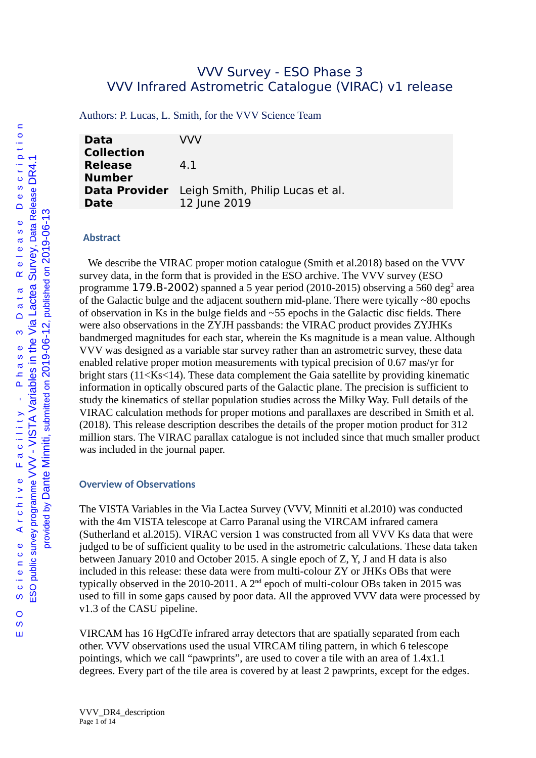# VVV Survey - ESO Phase 3
# VVV Infrared Astrometric Catalogue (VIRAC) v1 release

Authors: P. Lucas, L. Smith, for the VVV Science Team

| | |
|---|---|
| **Data Collection** | VVV |
| **Release Number** | 4.1 |
| **Data Provider** | Leigh Smith, Philip Lucas et al. |
| **Date** | 12 June 2019 |

## Abstract

We describe the VIRAC proper motion catalogue (Smith et al.2018) based on the VVV survey data, in the form that is provided in the ESO archive. The VVV survey (ESO programme 179.B-2002) spanned a 5 year period (2010-2015) observing a 560 $deg^2$ area of the Galactic bulge and the adjacent southern mid-plane. There were tyically ~80 epochs of observation in Ks in the bulge fields and ~55 epochs in the Galactic disc fields. There were also observations in the ZYJH passbands: the VIRAC product provides ZYJHKs bandmerged magnitudes for each star, wherein the Ks magnitude is a mean value. Although VVV was designed as a variable star survey rather than an astrometric survey, these data enabled relative proper motion measurements with typical precision of 0.67 mas/yr for bright stars (11<Ks<14). These data complement the Gaia satellite by providing kinematic information in optically obscured parts of the Galactic plane. The precision is sufficient to study the kinematics of stellar population studies across the Milky Way. Full details of the VIRAC calculation methods for proper motions and parallaxes are described in Smith et al. (2018). This release description describes the details of the proper motion product for 312 million stars. The VIRAC parallax catalogue is not included since that much smaller product was included in the journal paper.

## Overview of Observations

The VISTA Variables in the Via Lactea Survey (VVV, Minniti et al.2010) was conducted with the 4m VISTA telescope at Carro Paranal using the VIRCAM infrared camera (Sutherland et al.2015). VIRAC version 1 was constructed from all VVV Ks data that were judged to be of sufficient quality to be used in the astrometric calculations. These data taken between January 2010 and October 2015. A single epoch of Z, Y, J and H data is also included in this release: these data were from multi-colour ZY or JHKs OBs that were typically observed in the 2010-2011. A 2nd epoch of multi-colour OBs taken in 2015 was used to fill in some gaps caused by poor data. All the approved VVV data were processed by v1.3 of the CASU pipeline.

VIRCAM has 16 HgCdTe infrared array detectors that are spatially separated from each other. VVV observations used the usual VIRCAM tiling pattern, in which 6 telescope pointings, which we call "pawprints", are used to cover a tile with an area of 1.4x1.1 degrees. Every part of the tile area is covered by at least 2 pawprints, except for the edges.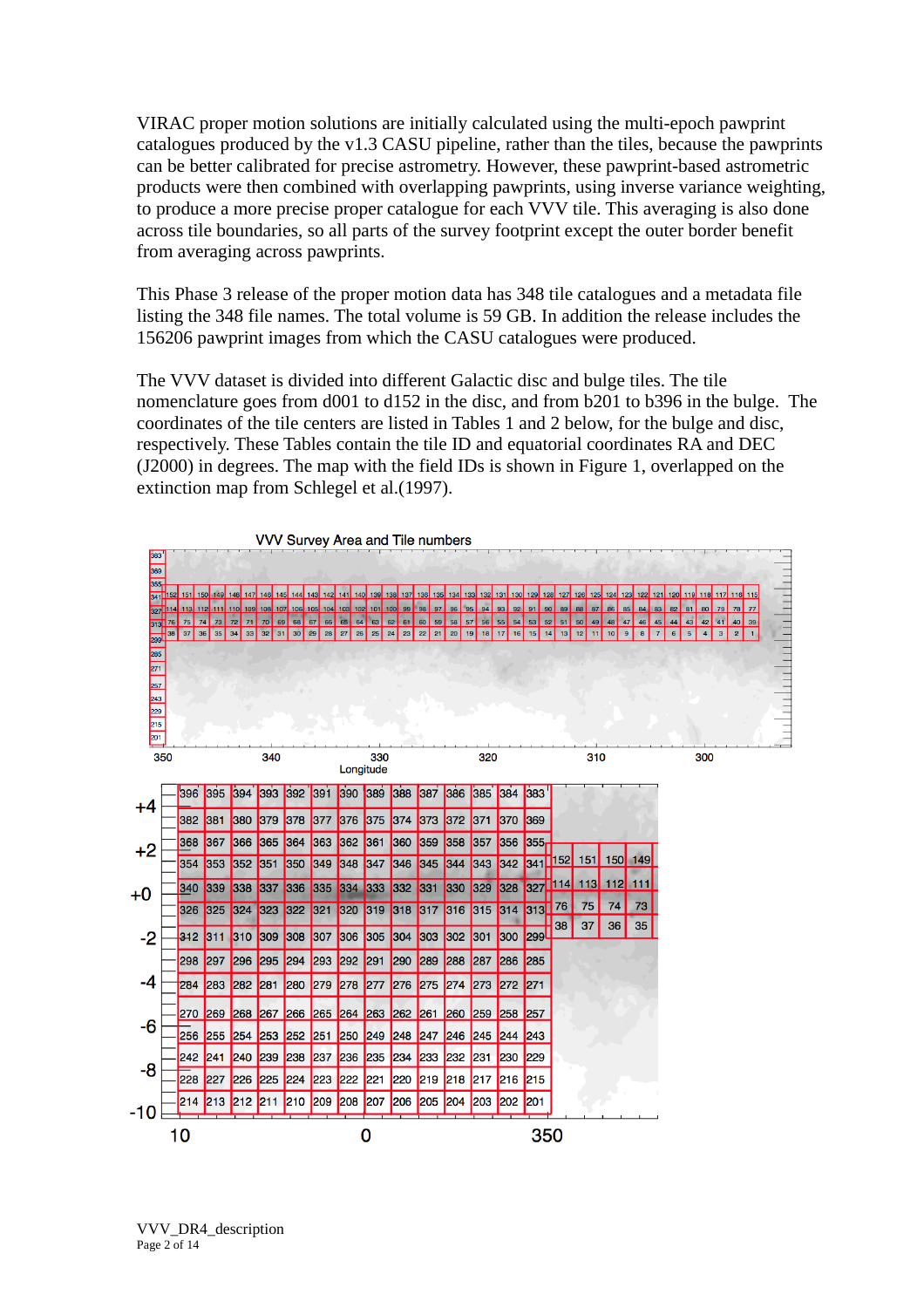VIRAC proper motion solutions are initially calculated using the multi-epoch pawprint catalogues produced by the v1.3 CASU pipeline, rather than the tiles, because the pawprints can be better calibrated for precise astrometry. However, these pawprint-based astrometric products were then combined with overlapping pawprints, using inverse variance weighting, to produce a more precise proper catalogue for each VVV tile. This averaging is also done across tile boundaries, so all parts of the survey footprint except the outer border benefit from averaging across pawprints.

This Phase 3 release of the proper motion data has 348 tile catalogues and a metadata file listing the 348 file names. The total volume is 59 GB. In addition the release includes the 156206 pawprint images from which the CASU catalogues were produced.

The VVV dataset is divided into different Galactic disc and bulge tiles. The tile nomenclature goes from d001 to d152 in the disc, and from b201 to b396 in the bulge. The coordinates of the tile centers are listed in Tables 1 and 2 below, for the bulge and disc, respectively. These Tables contain the tile ID and equatorial coordinates RA and DEC (J2000) in degrees. The map with the field IDs is shown in Figure 1, overlapped on the extinction map from Schlegel et al.(1997).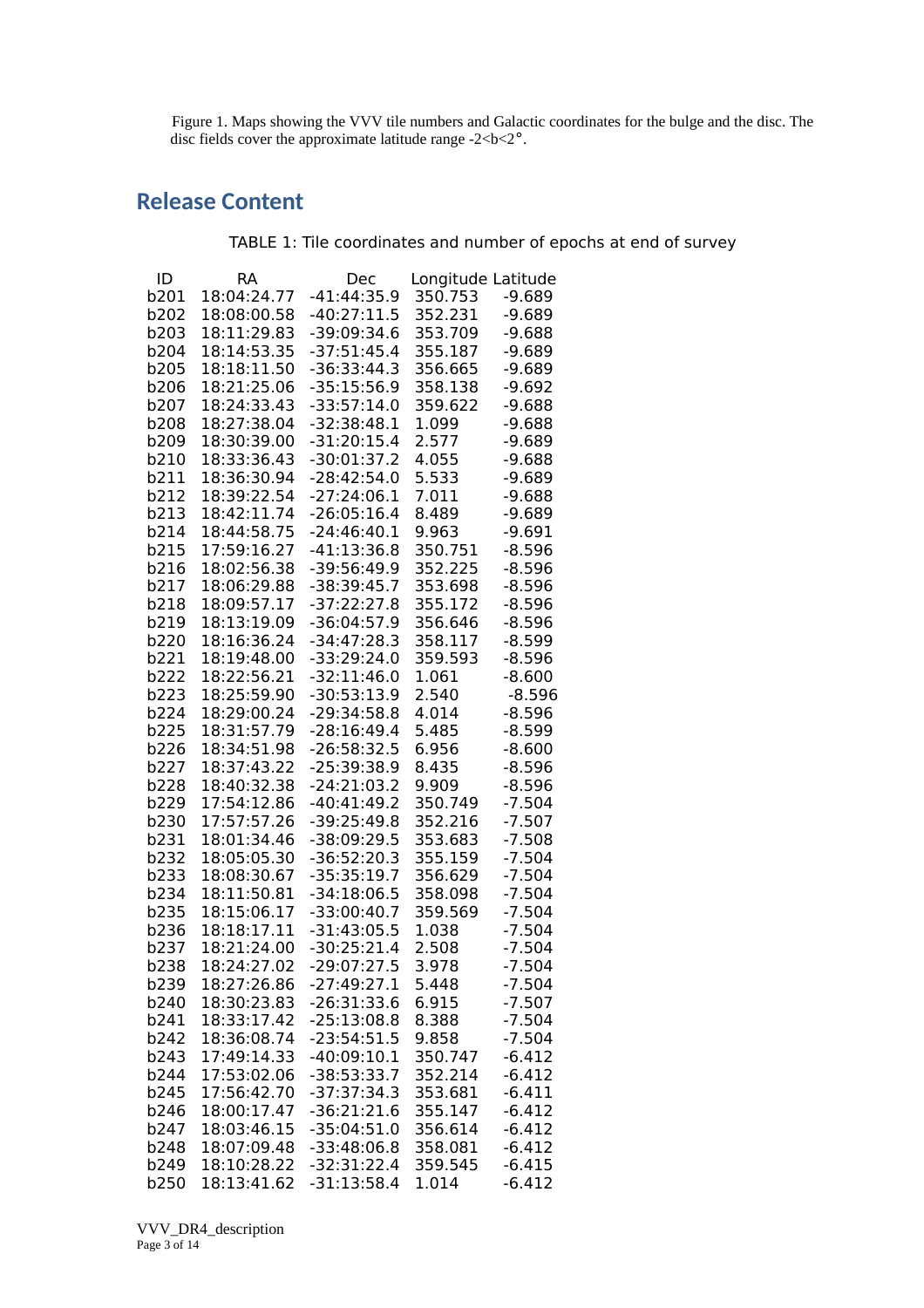Figure 1. Maps showing the VVV tile numbers and Galactic coordinates for the bulge and the disc. The disc fields cover the approximate latitude range -2<b<2°.

## Release Content

TABLE 1: Tile coordinates and number of epochs at end of survey

| ID | RA | Dec | Longitude | Latitude |
|---|---|---|---|---|
| b201 | 18:04:24.77 | -41:44:35.9 | 350.753 | -9.689 |
| b202 | 18:08:00.58 | -40:27:11.5 | 352.231 | -9.689 |
| b203 | 18:11:29.83 | -39:09:34.6 | 353.709 | -9.688 |
| b204 | 18:14:53.35 | -37:51:45.4 | 355.187 | -9.689 |
| b205 | 18:18:11.50 | -36:33:44.3 | 356.665 | -9.689 |
| b206 | 18:21:25.06 | -35:15:56.9 | 358.138 | -9.692 |
| b207 | 18:24:33.43 | -33:57:14.0 | 359.622 | -9.688 |
| b208 | 18:27:38.04 | -32:38:48.1 | 1.099 | -9.688 |
| b209 | 18:30:39.00 | -31:20:15.4 | 2.577 | -9.689 |
| b210 | 18:33:36.43 | -30:01:37.2 | 4.055 | -9.688 |
| b211 | 18:36:30.94 | -28:42:54.0 | 5.533 | -9.689 |
| b212 | 18:39:22.54 | -27:24:06.1 | 7.011 | -9.688 |
| b213 | 18:42:11.74 | -26:05:16.4 | 8.489 | -9.689 |
| b214 | 18:44:58.75 | -24:46:40.1 | 9.963 | -9.691 |
| b215 | 17:59:16.27 | -41:13:36.8 | 350.751 | -8.596 |
| b216 | 18:02:56.38 | -39:56:49.9 | 352.225 | -8.596 |
| b217 | 18:06:29.88 | -38:39:45.7 | 353.698 | -8.596 |
| b218 | 18:09:57.17 | -37:22:27.8 | 355.172 | -8.596 |
| b219 | 18:13:19.09 | -36:04:57.9 | 356.646 | -8.596 |
| b220 | 18:16:36.24 | -34:47:28.3 | 358.117 | -8.599 |
| b221 | 18:19:48.00 | -33:29:24.0 | 359.593 | -8.596 |
| b222 | 18:22:56.21 | -32:11:46.0 | 1.061 | -8.600 |
| b223 | 18:25:59.90 | -30:53:13.9 | 2.540 | -8.596 |
| b224 | 18:29:00.24 | -29:34:58.8 | 4.014 | -8.596 |
| b225 | 18:31:57.79 | -28:16:49.4 | 5.485 | -8.599 |
| b226 | 18:34:51.98 | -26:58:32.5 | 6.956 | -8.600 |
| b227 | 18:37:43.22 | -25:39:38.9 | 8.435 | -8.596 |
| b228 | 18:40:32.38 | -24:21:03.2 | 9.909 | -8.596 |
| b229 | 17:54:12.86 | -40:41:49.2 | 350.749 | -7.504 |
| b230 | 17:57:57.26 | -39:25:49.8 | 352.216 | -7.507 |
| b231 | 18:01:34.46 | -38:09:29.5 | 353.683 | -7.508 |
| b232 | 18:05:05.30 | -36:52:20.3 | 355.159 | -7.504 |
| b233 | 18:08:30.67 | -35:35:19.7 | 356.629 | -7.504 |
| b234 | 18:11:50.81 | -34:18:06.5 | 358.098 | -7.504 |
| b235 | 18:15:06.17 | -33:00:40.7 | 359.569 | -7.504 |
| b236 | 18:18:17.11 | -31:43:05.5 | 1.038 | -7.504 |
| b237 | 18:21:24.00 | -30:25:21.4 | 2.508 | -7.504 |
| b238 | 18:24:27.02 | -29:07:27.5 | 3.978 | -7.504 |
| b239 | 18:27:26.86 | -27:49:27.1 | 5.448 | -7.504 |
| b240 | 18:30:23.83 | -26:31:33.6 | 6.915 | -7.507 |
| b241 | 18:33:17.42 | -25:13:08.8 | 8.388 | -7.504 |
| b242 | 18:36:08.74 | -23:54:51.5 | 9.858 | -7.504 |
| b243 | 17:49:14.33 | -40:09:10.1 | 350.747 | -6.412 |
| b244 | 17:53:02.06 | -38:53:33.7 | 352.214 | -6.412 |
| b245 | 17:56:42.70 | -37:37:34.3 | 353.681 | -6.411 |
| b246 | 18:00:17.47 | -36:21:21.6 | 355.147 | -6.412 |
| b247 | 18:03:46.15 | -35:04:51.0 | 356.614 | -6.412 |
| b248 | 18:07:09.48 | -33:48:06.8 | 358.081 | -6.412 |
| b249 | 18:10:28.22 | -32:31:22.4 | 359.545 | -6.415 |
| b250 | 18:13:41.62 | -31:13:58.4 | 1.014 | -6.412 |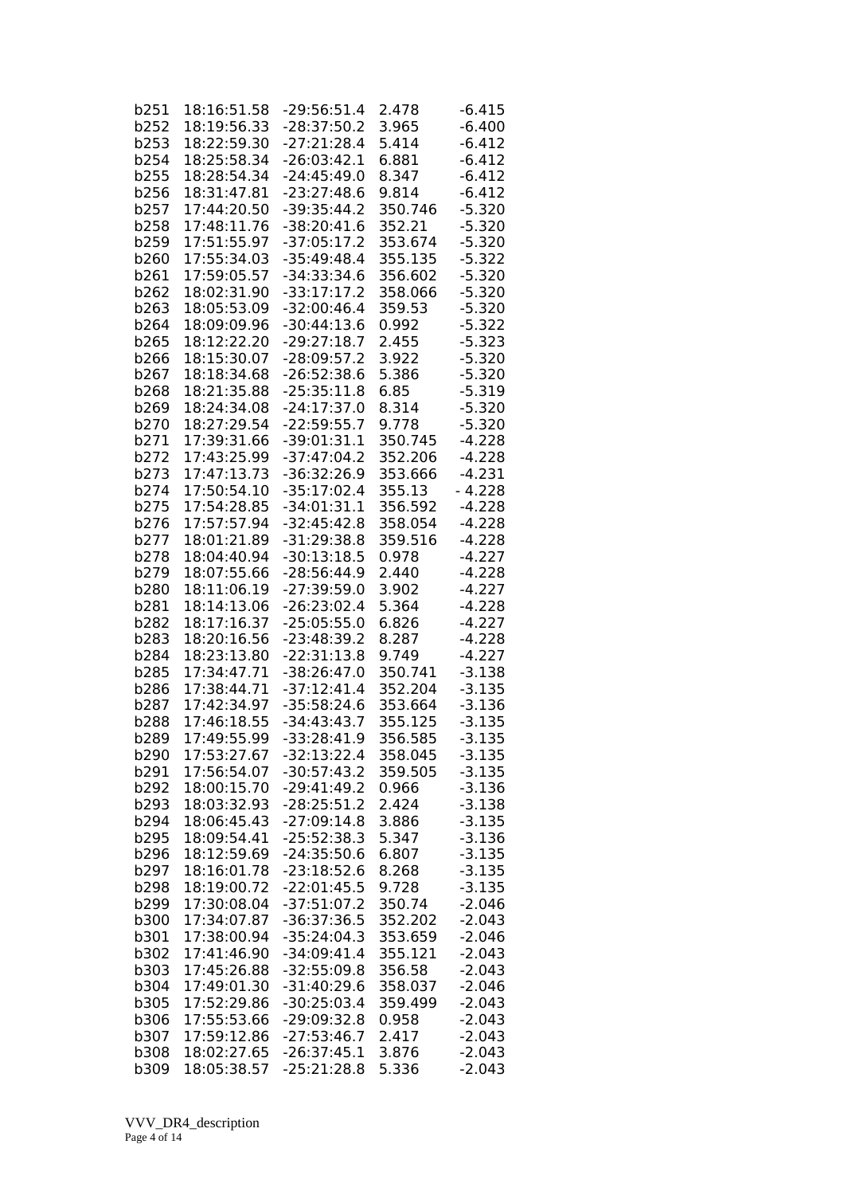| | | | | |
|---|---|---|---|---|
| b251 | 18:16:51.58 | -29:56:51.4 | 2.478 | -6.415 |
| b252 | 18:19:56.33 | -28:37:50.2 | 3.965 | -6.400 |
| b253 | 18:22:59.30 | -27:21:28.4 | 5.414 | -6.412 |
| b254 | 18:25:58.34 | -26:03:42.1 | 6.881 | -6.412 |
| b255 | 18:28:54.34 | -24:45:49.0 | 8.347 | -6.412 |
| b256 | 18:31:47.81 | -23:27:48.6 | 9.814 | -6.412 |
| b257 | 17:44:20.50 | -39:35:44.2 | 350.746 | -5.320 |
| b258 | 17:48:11.76 | -38:20:41.6 | 352.21 | -5.320 |
| b259 | 17:51:55.97 | -37:05:17.2 | 353.674 | -5.320 |
| b260 | 17:55:34.03 | -35:49:48.4 | 355.135 | -5.322 |
| b261 | 17:59:05.57 | -34:33:34.6 | 356.602 | -5.320 |
| b262 | 18:02:31.90 | -33:17:17.2 | 358.066 | -5.320 |
| b263 | 18:05:53.09 | -32:00:46.4 | 359.53 | -5.320 |
| b264 | 18:09:09.96 | -30:44:13.6 | 0.992 | -5.322 |
| b265 | 18:12:22.20 | -29:27:18.7 | 2.455 | -5.323 |
| b266 | 18:15:30.07 | -28:09:57.2 | 3.922 | -5.320 |
| b267 | 18:18:34.68 | -26:52:38.6 | 5.386 | -5.320 |
| b268 | 18:21:35.88 | -25:35:11.8 | 6.85 | -5.319 |
| b269 | 18:24:34.08 | -24:17:37.0 | 8.314 | -5.320 |
| b270 | 18:27:29.54 | -22:59:55.7 | 9.778 | -5.320 |
| b271 | 17:39:31.66 | -39:01:31.1 | 350.745 | -4.228 |
| b272 | 17:43:25.99 | -37:47:04.2 | 352.206 | -4.228 |
| b273 | 17:47:13.73 | -36:32:26.9 | 353.666 | -4.231 |
| b274 | 17:50:54.10 | -35:17:02.4 | 355.13 | - 4.228 |
| b275 | 17:54:28.85 | -34:01:31.1 | 356.592 | -4.228 |
| b276 | 17:57:57.94 | -32:45:42.8 | 358.054 | -4.228 |
| b277 | 18:01:21.89 | -31:29:38.8 | 359.516 | -4.228 |
| b278 | 18:04:40.94 | -30:13:18.5 | 0.978 | -4.227 |
| b279 | 18:07:55.66 | -28:56:44.9 | 2.440 | -4.228 |
| b280 | 18:11:06.19 | -27:39:59.0 | 3.902 | -4.227 |
| b281 | 18:14:13.06 | -26:23:02.4 | 5.364 | -4.228 |
| b282 | 18:17:16.37 | -25:05:55.0 | 6.826 | -4.227 |
| b283 | 18:20:16.56 | -23:48:39.2 | 8.287 | -4.228 |
| b284 | 18:23:13.80 | -22:31:13.8 | 9.749 | -4.227 |
| b285 | 17:34:47.71 | -38:26:47.0 | 350.741 | -3.138 |
| b286 | 17:38:44.71 | -37:12:41.4 | 352.204 | -3.135 |
| b287 | 17:42:34.97 | -35:58:24.6 | 353.664 | -3.136 |
| b288 | 17:46:18.55 | -34:43:43.7 | 355.125 | -3.135 |
| b289 | 17:49:55.99 | -33:28:41.9 | 356.585 | -3.135 |
| b290 | 17:53:27.67 | -32:13:22.4 | 358.045 | -3.135 |
| b291 | 17:56:54.07 | -30:57:43.2 | 359.505 | -3.135 |
| b292 | 18:00:15.70 | -29:41:49.2 | 0.966 | -3.136 |
| b293 | 18:03:32.93 | -28:25:51.2 | 2.424 | -3.138 |
| b294 | 18:06:45.43 | -27:09:14.8 | 3.886 | -3.135 |
| b295 | 18:09:54.41 | -25:52:38.3 | 5.347 | -3.136 |
| b296 | 18:12:59.69 | -24:35:50.6 | 6.807 | -3.135 |
| b297 | 18:16:01.78 | -23:18:52.6 | 8.268 | -3.135 |
| b298 | 18:19:00.72 | -22:01:45.5 | 9.728 | -3.135 |
| b299 | 17:30:08.04 | -37:51:07.2 | 350.74 | -2.046 |
| b300 | 17:34:07.87 | -36:37:36.5 | 352.202 | -2.043 |
| b301 | 17:38:00.94 | -35:24:04.3 | 353.659 | -2.046 |
| b302 | 17:41:46.90 | -34:09:41.4 | 355.121 | -2.043 |
| b303 | 17:45:26.88 | -32:55:09.8 | 356.58 | -2.043 |
| b304 | 17:49:01.30 | -31:40:29.6 | 358.037 | -2.046 |
| b305 | 17:52:29.86 | -30:25:03.4 | 359.499 | -2.043 |
| b306 | 17:55:53.66 | -29:09:32.8 | 0.958 | -2.043 |
| b307 | 17:59:12.86 | -27:53:46.7 | 2.417 | -2.043 |
| b308 | 18:02:27.65 | -26:37:45.1 | 3.876 | -2.043 |
| b309 | 18:05:38.57 | -25:21:28.8 | 5.336 | -2.043 |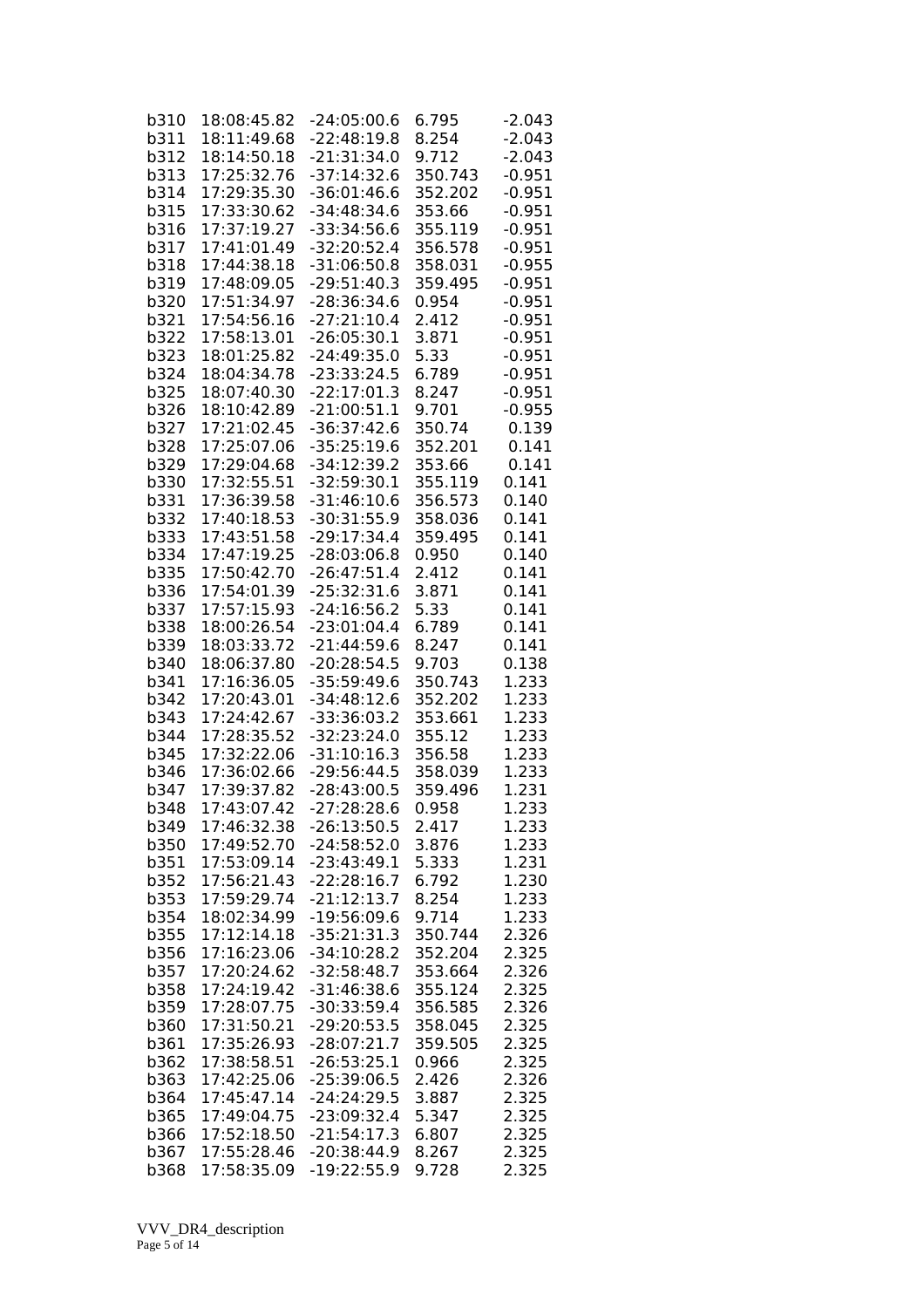| | | | | |
|---|---|---|---|---|
| b310 | 18:08:45.82 | -24:05:00.6 | 6.795 | -2.043 |
| b311 | 18:11:49.68 | -22:48:19.8 | 8.254 | -2.043 |
| b312 | 18:14:50.18 | -21:31:34.0 | 9.712 | -2.043 |
| b313 | 17:25:32.76 | -37:14:32.6 | 350.743 | -0.951 |
| b314 | 17:29:35.30 | -36:01:46.6 | 352.202 | -0.951 |
| b315 | 17:33:30.62 | -34:48:34.6 | 353.66 | -0.951 |
| b316 | 17:37:19.27 | -33:34:56.6 | 355.119 | -0.951 |
| b317 | 17:41:01.49 | -32:20:52.4 | 356.578 | -0.951 |
| b318 | 17:44:38.18 | -31:06:50.8 | 358.031 | -0.955 |
| b319 | 17:48:09.05 | -29:51:40.3 | 359.495 | -0.951 |
| b320 | 17:51:34.97 | -28:36:34.6 | 0.954 | -0.951 |
| b321 | 17:54:56.16 | -27:21:10.4 | 2.412 | -0.951 |
| b322 | 17:58:13.01 | -26:05:30.1 | 3.871 | -0.951 |
| b323 | 18:01:25.82 | -24:49:35.0 | 5.33 | -0.951 |
| b324 | 18:04:34.78 | -23:33:24.5 | 6.789 | -0.951 |
| b325 | 18:07:40.30 | -22:17:01.3 | 8.247 | -0.951 |
| b326 | 18:10:42.89 | -21:00:51.1 | 9.701 | -0.955 |
| b327 | 17:21:02.45 | -36:37:42.6 | 350.74 | 0.139 |
| b328 | 17:25:07.06 | -35:25:19.6 | 352.201 | 0.141 |
| b329 | 17:29:04.68 | -34:12:39.2 | 353.66 | 0.141 |
| b330 | 17:32:55.51 | -32:59:30.1 | 355.119 | 0.141 |
| b331 | 17:36:39.58 | -31:46:10.6 | 356.573 | 0.140 |
| b332 | 17:40:18.53 | -30:31:55.9 | 358.036 | 0.141 |
| b333 | 17:43:51.58 | -29:17:34.4 | 359.495 | 0.141 |
| b334 | 17:47:19.25 | -28:03:06.8 | 0.950 | 0.140 |
| b335 | 17:50:42.70 | -26:47:51.4 | 2.412 | 0.141 |
| b336 | 17:54:01.39 | -25:32:31.6 | 3.871 | 0.141 |
| b337 | 17:57:15.93 | -24:16:56.2 | 5.33 | 0.141 |
| b338 | 18:00:26.54 | -23:01:04.4 | 6.789 | 0.141 |
| b339 | 18:03:33.72 | -21:44:59.6 | 8.247 | 0.141 |
| b340 | 18:06:37.80 | -20:28:54.5 | 9.703 | 0.138 |
| b341 | 17:16:36.05 | -35:59:49.6 | 350.743 | 1.233 |
| b342 | 17:20:43.01 | -34:48:12.6 | 352.202 | 1.233 |
| b343 | 17:24:42.67 | -33:36:03.2 | 353.661 | 1.233 |
| b344 | 17:28:35.52 | -32:23:24.0 | 355.12 | 1.233 |
| b345 | 17:32:22.06 | -31:10:16.3 | 356.58 | 1.233 |
| b346 | 17:36:02.66 | -29:56:44.5 | 358.039 | 1.233 |
| b347 | 17:39:37.82 | -28:43:00.5 | 359.496 | 1.231 |
| b348 | 17:43:07.42 | -27:28:28.6 | 0.958 | 1.233 |
| b349 | 17:46:32.38 | -26:13:50.5 | 2.417 | 1.233 |
| b350 | 17:49:52.70 | -24:58:52.0 | 3.876 | 1.233 |
| b351 | 17:53:09.14 | -23:43:49.1 | 5.333 | 1.231 |
| b352 | 17:56:21.43 | -22:28:16.7 | 6.792 | 1.230 |
| b353 | 17:59:29.74 | -21:12:13.7 | 8.254 | 1.233 |
| b354 | 18:02:34.99 | -19:56:09.6 | 9.714 | 1.233 |
| b355 | 17:12:14.18 | -35:21:31.3 | 350.744 | 2.326 |
| b356 | 17:16:23.06 | -34:10:28.2 | 352.204 | 2.325 |
| b357 | 17:20:24.62 | -32:58:48.7 | 353.664 | 2.326 |
| b358 | 17:24:19.42 | -31:46:38.6 | 355.124 | 2.325 |
| b359 | 17:28:07.75 | -30:33:59.4 | 356.585 | 2.326 |
| b360 | 17:31:50.21 | -29:20:53.5 | 358.045 | 2.325 |
| b361 | 17:35:26.93 | -28:07:21.7 | 359.505 | 2.325 |
| b362 | 17:38:58.51 | -26:53:25.1 | 0.966 | 2.325 |
| b363 | 17:42:25.06 | -25:39:06.5 | 2.426 | 2.326 |
| b364 | 17:45:47.14 | -24:24:29.5 | 3.887 | 2.325 |
| b365 | 17:49:04.75 | -23:09:32.4 | 5.347 | 2.325 |
| b366 | 17:52:18.50 | -21:54:17.3 | 6.807 | 2.325 |
| b367 | 17:55:28.46 | -20:38:44.9 | 8.267 | 2.325 |
| b368 | 17:58:35.09 | -19:22:55.9 | 9.728 | 2.325 |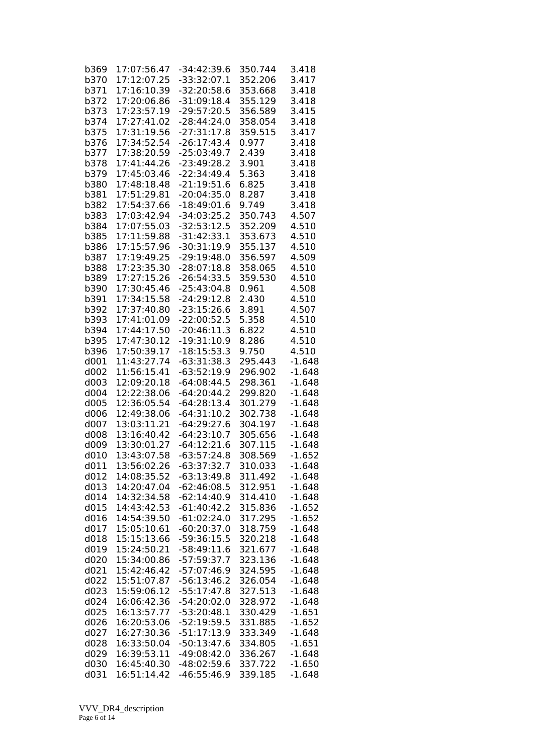| | | | | |
|---|---|---|---|---|
| b369 | 17:07:56.47 | -34:42:39.6 | 350.744 | 3.418 |
| b370 | 17:12:07.25 | -33:32:07.1 | 352.206 | 3.417 |
| b371 | 17:16:10.39 | -32:20:58.6 | 353.668 | 3.418 |
| b372 | 17:20:06.86 | -31:09:18.4 | 355.129 | 3.418 |
| b373 | 17:23:57.19 | -29:57:20.5 | 356.589 | 3.415 |
| b374 | 17:27:41.02 | -28:44:24.0 | 358.054 | 3.418 |
| b375 | 17:31:19.56 | -27:31:17.8 | 359.515 | 3.417 |
| b376 | 17:34:52.54 | -26:17:43.4 | 0.977 | 3.418 |
| b377 | 17:38:20.59 | -25:03:49.7 | 2.439 | 3.418 |
| b378 | 17:41:44.26 | -23:49:28.2 | 3.901 | 3.418 |
| b379 | 17:45:03.46 | -22:34:49.4 | 5.363 | 3.418 |
| b380 | 17:48:18.48 | -21:19:51.6 | 6.825 | 3.418 |
| b381 | 17:51:29.81 | -20:04:35.0 | 8.287 | 3.418 |
| b382 | 17:54:37.66 | -18:49:01.6 | 9.749 | 3.418 |
| b383 | 17:03:42.94 | -34:03:25.2 | 350.743 | 4.507 |
| b384 | 17:07:55.03 | -32:53:12.5 | 352.209 | 4.510 |
| b385 | 17:11:59.88 | -31:42:33.1 | 353.673 | 4.510 |
| b386 | 17:15:57.96 | -30:31:19.9 | 355.137 | 4.510 |
| b387 | 17:19:49.25 | -29:19:48.0 | 356.597 | 4.509 |
| b388 | 17:23:35.30 | -28:07:18.8 | 358.065 | 4.510 |
| b389 | 17:27:15.26 | -26:54:33.5 | 359.530 | 4.510 |
| b390 | 17:30:45.46 | -25:43:04.8 | 0.961 | 4.508 |
| b391 | 17:34:15.58 | -24:29:12.8 | 2.430 | 4.510 |
| b392 | 17:37:40.80 | -23:15:26.6 | 3.891 | 4.507 |
| b393 | 17:41:01.09 | -22:00:52.5 | 5.358 | 4.510 |
| b394 | 17:44:17.50 | -20:46:11.3 | 6.822 | 4.510 |
| b395 | 17:47:30.12 | -19:31:10.9 | 8.286 | 4.510 |
| b396 | 17:50:39.17 | -18:15:53.3 | 9.750 | 4.510 |
| d001 | 11:43:27.74 | -63:31:38.3 | 295.443 | -1.648 |
| d002 | 11:56:15.41 | -63:52:19.9 | 296.902 | -1.648 |
| d003 | 12:09:20.18 | -64:08:44.5 | 298.361 | -1.648 |
| d004 | 12:22:38.06 | -64:20:44.2 | 299.820 | -1.648 |
| d005 | 12:36:05.54 | -64:28:13.4 | 301.279 | -1.648 |
| d006 | 12:49:38.06 | -64:31:10.2 | 302.738 | -1.648 |
| d007 | 13:03:11.21 | -64:29:27.6 | 304.197 | -1.648 |
| d008 | 13:16:40.42 | -64:23:10.7 | 305.656 | -1.648 |
| d009 | 13:30:01.27 | -64:12:21.6 | 307.115 | -1.648 |
| d010 | 13:43:07.58 | -63:57:24.8 | 308.569 | -1.652 |
| d011 | 13:56:02.26 | -63:37:32.7 | 310.033 | -1.648 |
| d012 | 14:08:35.52 | -63:13:49.8 | 311.492 | -1.648 |
| d013 | 14:20:47.04 | -62:46:08.5 | 312.951 | -1.648 |
| d014 | 14:32:34.58 | -62:14:40.9 | 314.410 | -1.648 |
| d015 | 14:43:42.53 | -61:40:42.2 | 315.836 | -1.652 |
| d016 | 14:54:39.50 | -61:02:24.0 | 317.295 | -1.652 |
| d017 | 15:05:10.61 | -60:20:37.0 | 318.759 | -1.648 |
| d018 | 15:15:13.66 | -59:36:15.5 | 320.218 | -1.648 |
| d019 | 15:24:50.21 | -58:49:11.6 | 321.677 | -1.648 |
| d020 | 15:34:00.86 | -57:59:37.7 | 323.136 | -1.648 |
| d021 | 15:42:46.42 | -57:07:46.9 | 324.595 | -1.648 |
| d022 | 15:51:07.87 | -56:13:46.2 | 326.054 | -1.648 |
| d023 | 15:59:06.12 | -55:17:47.8 | 327.513 | -1.648 |
| d024 | 16:06:42.36 | -54:20:02.0 | 328.972 | -1.648 |
| d025 | 16:13:57.77 | -53:20:48.1 | 330.429 | -1.651 |
| d026 | 16:20:53.06 | -52:19:59.5 | 331.885 | -1.652 |
| d027 | 16:27:30.36 | -51:17:13.9 | 333.349 | -1.648 |
| d028 | 16:33:50.04 | -50:13:47.6 | 334.805 | -1.651 |
| d029 | 16:39:53.11 | -49:08:42.0 | 336.267 | -1.648 |
| d030 | 16:45:40.30 | -48:02:59.6 | 337.722 | -1.650 |
| d031 | 16:51:14.42 | -46:55:46.9 | 339.185 | -1.648 |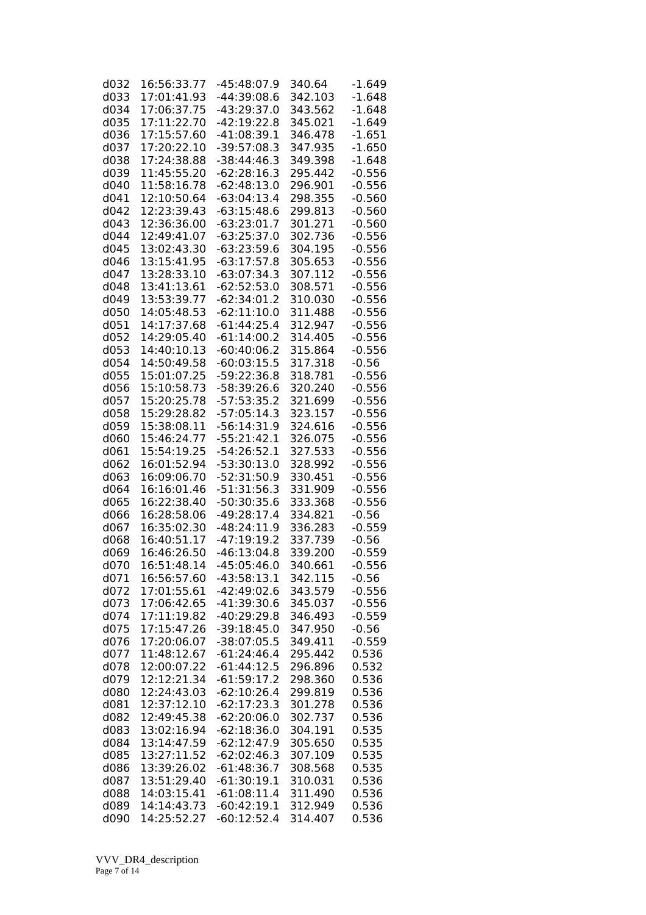| | | | | |
|---|---|---|---|---|
| d032 | 16:56:33.77 | -45:48:07.9 | 340.64 | -1.649 |
| d033 | 17:01:41.93 | -44:39:08.6 | 342.103 | -1.648 |
| d034 | 17:06:37.75 | -43:29:37.0 | 343.562 | -1.648 |
| d035 | 17:11:22.70 | -42:19:22.8 | 345.021 | -1.649 |
| d036 | 17:15:57.60 | -41:08:39.1 | 346.478 | -1.651 |
| d037 | 17:20:22.10 | -39:57:08.3 | 347.935 | -1.650 |
| d038 | 17:24:38.88 | -38:44:46.3 | 349.398 | -1.648 |
| d039 | 11:45:55.20 | -62:28:16.3 | 295.442 | -0.556 |
| d040 | 11:58:16.78 | -62:48:13.0 | 296.901 | -0.556 |
| d041 | 12:10:50.64 | -63:04:13.4 | 298.355 | -0.560 |
| d042 | 12:23:39.43 | -63:15:48.6 | 299.813 | -0.560 |
| d043 | 12:36:36.00 | -63:23:01.7 | 301.271 | -0.560 |
| d044 | 12:49:41.07 | -63:25:37.0 | 302.736 | -0.556 |
| d045 | 13:02:43.30 | -63:23:59.6 | 304.195 | -0.556 |
| d046 | 13:15:41.95 | -63:17:57.8 | 305.653 | -0.556 |
| d047 | 13:28:33.10 | -63:07:34.3 | 307.112 | -0.556 |
| d048 | 13:41:13.61 | -62:52:53.0 | 308.571 | -0.556 |
| d049 | 13:53:39.77 | -62:34:01.2 | 310.030 | -0.556 |
| d050 | 14:05:48.53 | -62:11:10.0 | 311.488 | -0.556 |
| d051 | 14:17:37.68 | -61:44:25.4 | 312.947 | -0.556 |
| d052 | 14:29:05.40 | -61:14:00.2 | 314.405 | -0.556 |
| d053 | 14:40:10.13 | -60:40:06.2 | 315.864 | -0.556 |
| d054 | 14:50:49.58 | -60:03:15.5 | 317.318 | -0.56 |
| d055 | 15:01:07.25 | -59:22:36.8 | 318.781 | -0.556 |
| d056 | 15:10:58.73 | -58:39:26.6 | 320.240 | -0.556 |
| d057 | 15:20:25.78 | -57:53:35.2 | 321.699 | -0.556 |
| d058 | 15:29:28.82 | -57:05:14.3 | 323.157 | -0.556 |
| d059 | 15:38:08.11 | -56:14:31.9 | 324.616 | -0.556 |
| d060 | 15:46:24.77 | -55:21:42.1 | 326.075 | -0.556 |
| d061 | 15:54:19.25 | -54:26:52.1 | 327.533 | -0.556 |
| d062 | 16:01:52.94 | -53:30:13.0 | 328.992 | -0.556 |
| d063 | 16:09:06.70 | -52:31:50.9 | 330.451 | -0.556 |
| d064 | 16:16:01.46 | -51:31:56.3 | 331.909 | -0.556 |
| d065 | 16:22:38.40 | -50:30:35.6 | 333.368 | -0.556 |
| d066 | 16:28:58.06 | -49:28:17.4 | 334.821 | -0.56 |
| d067 | 16:35:02.30 | -48:24:11.9 | 336.283 | -0.559 |
| d068 | 16:40:51.17 | -47:19:19.2 | 337.739 | -0.56 |
| d069 | 16:46:26.50 | -46:13:04.8 | 339.200 | -0.559 |
| d070 | 16:51:48.14 | -45:05:46.0 | 340.661 | -0.556 |
| d071 | 16:56:57.60 | -43:58:13.1 | 342.115 | -0.56 |
| d072 | 17:01:55.61 | -42:49:02.6 | 343.579 | -0.556 |
| d073 | 17:06:42.65 | -41:39:30.6 | 345.037 | -0.556 |
| d074 | 17:11:19.82 | -40:29:29.8 | 346.493 | -0.559 |
| d075 | 17:15:47.26 | -39:18:45.0 | 347.950 | -0.56 |
| d076 | 17:20:06.07 | -38:07:05.5 | 349.411 | -0.559 |
| d077 | 11:48:12.67 | -61:24:46.4 | 295.442 | 0.536 |
| d078 | 12:00:07.22 | -61:44:12.5 | 296.896 | 0.532 |
| d079 | 12:12:21.34 | -61:59:17.2 | 298.360 | 0.536 |
| d080 | 12:24:43.03 | -62:10:26.4 | 299.819 | 0.536 |
| d081 | 12:37:12.10 | -62:17:23.3 | 301.278 | 0.536 |
| d082 | 12:49:45.38 | -62:20:06.0 | 302.737 | 0.536 |
| d083 | 13:02:16.94 | -62:18:36.0 | 304.191 | 0.535 |
| d084 | 13:14:47.59 | -62:12:47.9 | 305.650 | 0.535 |
| d085 | 13:27:11.52 | -62:02:46.3 | 307.109 | 0.535 |
| d086 | 13:39:26.02 | -61:48:36.7 | 308.568 | 0.535 |
| d087 | 13:51:29.40 | -61:30:19.1 | 310.031 | 0.536 |
| d088 | 14:03:15.41 | -61:08:11.4 | 311.490 | 0.536 |
| d089 | 14:14:43.73 | -60:42:19.1 | 312.949 | 0.536 |
| d090 | 14:25:52.27 | -60:12:52.4 | 314.407 | 0.536 |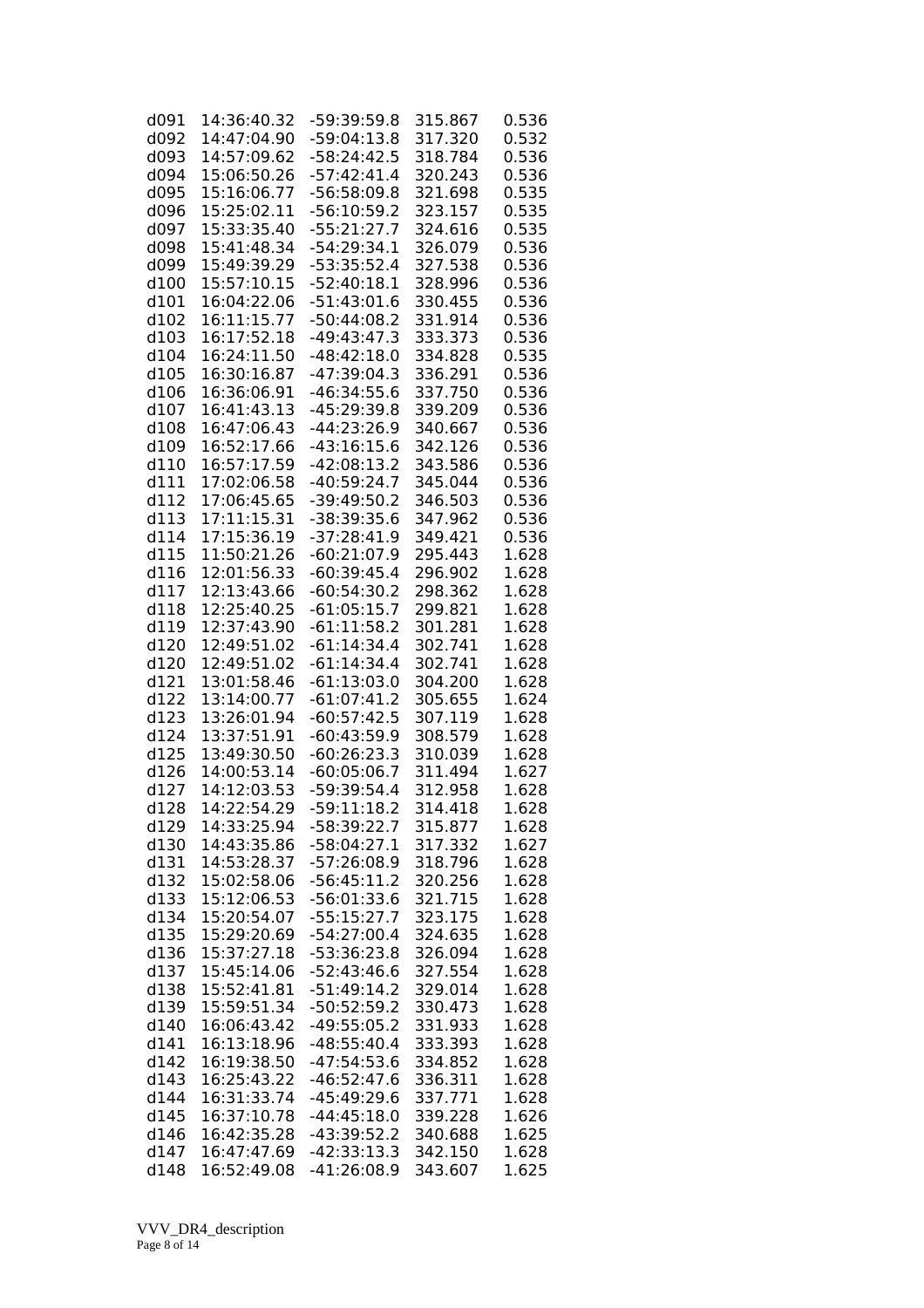| | | | | |
|---|---|---|---|---|
| d091 | 14:36:40.32 | -59:39:59.8 | 315.867 | 0.536 |
| d092 | 14:47:04.90 | -59:04:13.8 | 317.320 | 0.532 |
| d093 | 14:57:09.62 | -58:24:42.5 | 318.784 | 0.536 |
| d094 | 15:06:50.26 | -57:42:41.4 | 320.243 | 0.536 |
| d095 | 15:16:06.77 | -56:58:09.8 | 321.698 | 0.535 |
| d096 | 15:25:02.11 | -56:10:59.2 | 323.157 | 0.535 |
| d097 | 15:33:35.40 | -55:21:27.7 | 324.616 | 0.535 |
| d098 | 15:41:48.34 | -54:29:34.1 | 326.079 | 0.536 |
| d099 | 15:49:39.29 | -53:35:52.4 | 327.538 | 0.536 |
| d100 | 15:57:10.15 | -52:40:18.1 | 328.996 | 0.536 |
| d101 | 16:04:22.06 | -51:43:01.6 | 330.455 | 0.536 |
| d102 | 16:11:15.77 | -50:44:08.2 | 331.914 | 0.536 |
| d103 | 16:17:52.18 | -49:43:47.3 | 333.373 | 0.536 |
| d104 | 16:24:11.50 | -48:42:18.0 | 334.828 | 0.535 |
| d105 | 16:30:16.87 | -47:39:04.3 | 336.291 | 0.536 |
| d106 | 16:36:06.91 | -46:34:55.6 | 337.750 | 0.536 |
| d107 | 16:41:43.13 | -45:29:39.8 | 339.209 | 0.536 |
| d108 | 16:47:06.43 | -44:23:26.9 | 340.667 | 0.536 |
| d109 | 16:52:17.66 | -43:16:15.6 | 342.126 | 0.536 |
| d110 | 16:57:17.59 | -42:08:13.2 | 343.586 | 0.536 |
| d111 | 17:02:06.58 | -40:59:24.7 | 345.044 | 0.536 |
| d112 | 17:06:45.65 | -39:49:50.2 | 346.503 | 0.536 |
| d113 | 17:11:15.31 | -38:39:35.6 | 347.962 | 0.536 |
| d114 | 17:15:36.19 | -37:28:41.9 | 349.421 | 0.536 |
| d115 | 11:50:21.26 | -60:21:07.9 | 295.443 | 1.628 |
| d116 | 12:01:56.33 | -60:39:45.4 | 296.902 | 1.628 |
| d117 | 12:13:43.66 | -60:54:30.2 | 298.362 | 1.628 |
| d118 | 12:25:40.25 | -61:05:15.7 | 299.821 | 1.628 |
| d119 | 12:37:43.90 | -61:11:58.2 | 301.281 | 1.628 |
| d120 | 12:49:51.02 | -61:14:34.4 | 302.741 | 1.628 |
| d120 | 12:49:51.02 | -61:14:34.4 | 302.741 | 1.628 |
| d121 | 13:01:58.46 | -61:13:03.0 | 304.200 | 1.628 |
| d122 | 13:14:00.77 | -61:07:41.2 | 305.655 | 1.624 |
| d123 | 13:26:01.94 | -60:57:42.5 | 307.119 | 1.628 |
| d124 | 13:37:51.91 | -60:43:59.9 | 308.579 | 1.628 |
| d125 | 13:49:30.50 | -60:26:23.3 | 310.039 | 1.628 |
| d126 | 14:00:53.14 | -60:05:06.7 | 311.494 | 1.627 |
| d127 | 14:12:03.53 | -59:39:54.4 | 312.958 | 1.628 |
| d128 | 14:22:54.29 | -59:11:18.2 | 314.418 | 1.628 |
| d129 | 14:33:25.94 | -58:39:22.7 | 315.877 | 1.628 |
| d130 | 14:43:35.86 | -58:04:27.1 | 317.332 | 1.627 |
| d131 | 14:53:28.37 | -57:26:08.9 | 318.796 | 1.628 |
| d132 | 15:02:58.06 | -56:45:11.2 | 320.256 | 1.628 |
| d133 | 15:12:06.53 | -56:01:33.6 | 321.715 | 1.628 |
| d134 | 15:20:54.07 | -55:15:27.7 | 323.175 | 1.628 |
| d135 | 15:29:20.69 | -54:27:00.4 | 324.635 | 1.628 |
| d136 | 15:37:27.18 | -53:36:23.8 | 326.094 | 1.628 |
| d137 | 15:45:14.06 | -52:43:46.6 | 327.554 | 1.628 |
| d138 | 15:52:41.81 | -51:49:14.2 | 329.014 | 1.628 |
| d139 | 15:59:51.34 | -50:52:59.2 | 330.473 | 1.628 |
| d140 | 16:06:43.42 | -49:55:05.2 | 331.933 | 1.628 |
| d141 | 16:13:18.96 | -48:55:40.4 | 333.393 | 1.628 |
| d142 | 16:19:38.50 | -47:54:53.6 | 334.852 | 1.628 |
| d143 | 16:25:43.22 | -46:52:47.6 | 336.311 | 1.628 |
| d144 | 16:31:33.74 | -45:49:29.6 | 337.771 | 1.628 |
| d145 | 16:37:10.78 | -44:45:18.0 | 339.228 | 1.626 |
| d146 | 16:42:35.28 | -43:39:52.2 | 340.688 | 1.625 |
| d147 | 16:47:47.69 | -42:33:13.3 | 342.150 | 1.628 |
| d148 | 16:52:49.08 | -41:26:08.9 | 343.607 | 1.625 |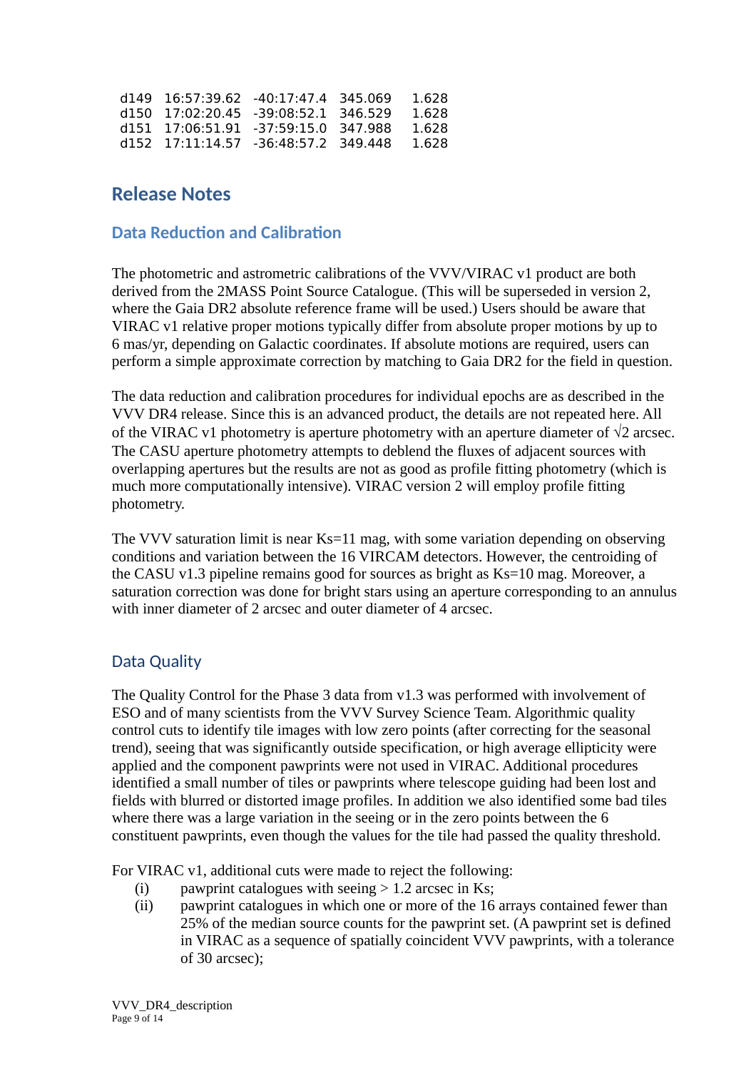| d149 | 16:57:39.62 | -40:17:47.4 | 345.069 | 1.628 |
|---|---|---|---|---|
| d150 | 17:02:20.45 | -39:08:52.1 | 346.529 | 1.628 |
| d151 | 17:06:51.91 | -37:59:15.0 | 347.988 | 1.628 |
| d152 | 17:11:14.57 | -36:48:57.2 | 349.448 | 1.628 |

# Release Notes

## Data Reduction and Calibration

The photometric and astrometric calibrations of the VVV/VIRAC v1 product are both derived from the 2MASS Point Source Catalogue. (This will be superseded in version 2, where the Gaia DR2 absolute reference frame will be used.) Users should be aware that VIRAC v1 relative proper motions typically differ from absolute proper motions by up to 6 mas/yr, depending on Galactic coordinates. If absolute motions are required, users can perform a simple approximate correction by matching to Gaia DR2 for the field in question.

The data reduction and calibration procedures for individual epochs are as described in the VVV DR4 release. Since this is an advanced product, the details are not repeated here. All of the VIRAC v1 photometry is aperture photometry with an aperture diameter of $\sqrt{2}$ arcsec. The CASU aperture photometry attempts to deblend the fluxes of adjacent sources with overlapping apertures but the results are not as good as profile fitting photometry (which is much more computationally intensive). VIRAC version 2 will employ profile fitting photometry.

The VVV saturation limit is near Ks=11 mag, with some variation depending on observing conditions and variation between the 16 VIRCAM detectors. However, the centroiding of the CASU v1.3 pipeline remains good for sources as bright as Ks=10 mag. Moreover, a saturation correction was done for bright stars using an aperture corresponding to an annulus with inner diameter of 2 arcsec and outer diameter of 4 arcsec.

## Data Quality

The Quality Control for the Phase 3 data from v1.3 was performed with involvement of ESO and of many scientists from the VVV Survey Science Team. Algorithmic quality control cuts to identify tile images with low zero points (after correcting for the seasonal trend), seeing that was significantly outside specification, or high average ellipticity were applied and the component pawprints were not used in VIRAC. Additional procedures identified a small number of tiles or pawprints where telescope guiding had been lost and fields with blurred or distorted image profiles. In addition we also identified some bad tiles where there was a large variation in the seeing or in the zero points between the 6 constituent pawprints, even though the values for the tile had passed the quality threshold.

For VIRAC v1, additional cuts were made to reject the following:

(i) pawprint catalogues with seeing > 1.2 arcsec in Ks;

(ii) pawprint catalogues in which one or more of the 16 arrays contained fewer than 25% of the median source counts for the pawprint set. (A pawprint set is defined in VIRAC as a sequence of spatially coincident VVV pawprints, with a tolerance of 30 arcsec);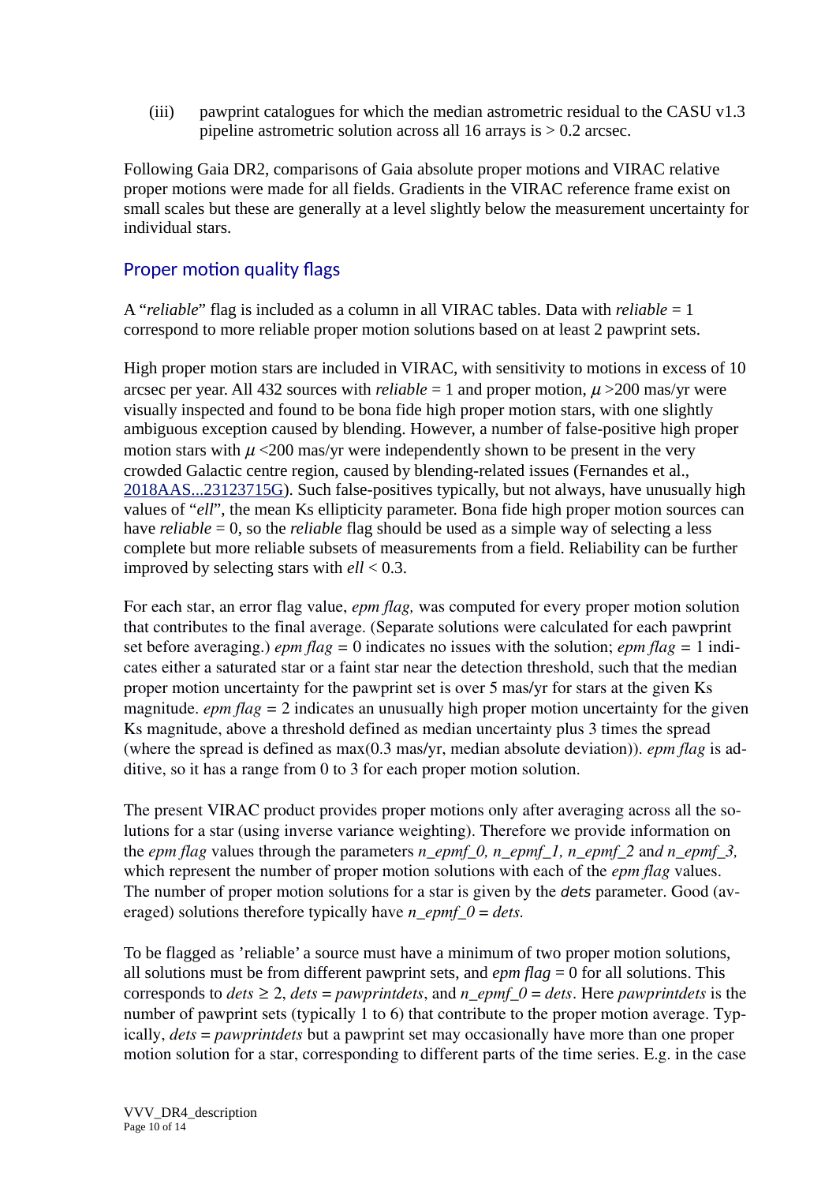(iii) pawprint catalogues for which the median astrometric residual to the CASU v1.3 pipeline astrometric solution across all 16 arrays is > 0.2 arcsec.

Following Gaia DR2, comparisons of Gaia absolute proper motions and VIRAC relative proper motions were made for all fields. Gradients in the VIRAC reference frame exist on small scales but these are generally at a level slightly below the measurement uncertainty for individual stars.

## Proper motion quality flags

A "*reliable*" flag is included as a column in all VIRAC tables. Data with *reliable* = 1 correspond to more reliable proper motion solutions based on at least 2 pawprint sets.

High proper motion stars are included in VIRAC, with sensitivity to motions in excess of 10 arcsec per year. All 432 sources with *reliable* = 1 and proper motion, $\mu$ >200 mas/yr were visually inspected and found to be bona fide high proper motion stars, with one slightly ambiguous exception caused by blending. However, a number of false-positive high proper motion stars with $\mu$ <200 mas/yr were independently shown to be present in the very crowded Galactic centre region, caused by blending-related issues (Fernandes et al., 2018AAS...23123715G). Such false-positives typically, but not always, have unusually high values of "*ell*", the mean Ks ellipticity parameter. Bona fide high proper motion sources can have *reliable* = 0, so the *reliable* flag should be used as a simple way of selecting a less complete but more reliable subsets of measurements from a field. Reliability can be further improved by selecting stars with *ell* < 0.3.

For each star, an error flag value, *epm flag,* was computed for every proper motion solution that contributes to the final average. (Separate solutions were calculated for each pawprint set before averaging.) *epm flag* = 0 indicates no issues with the solution; *epm flag* = 1 indicates either a saturated star or a faint star near the detection threshold, such that the median proper motion uncertainty for the pawprint set is over 5 mas/yr for stars at the given Ks magnitude. *epm flag* = 2 indicates an unusually high proper motion uncertainty for the given Ks magnitude, above a threshold defined as median uncertainty plus 3 times the spread (where the spread is defined as max(0.3 mas/yr, median absolute deviation)). *epm flag* is additive, so it has a range from 0 to 3 for each proper motion solution.

The present VIRAC product provides proper motions only after averaging across all the solutions for a star (using inverse variance weighting). Therefore we provide information on the *epm flag* values through the parameters *n_epmf_0, n_epmf_1, n_epmf_2* and *n_epmf_3,* which represent the number of proper motion solutions with each of the *epm flag* values. The number of proper motion solutions for a star is given by the *dets* parameter. Good (averaged) solutions therefore typically have *n_epmf_0* = *dets.*

To be flagged as 'reliable' a source must have a minimum of two proper motion solutions, all solutions must be from different pawprint sets, and *epm flag* = 0 for all solutions. This corresponds to *dets* ≥ 2, *dets* = *pawprintdets*, and *n_epmf_0* = *dets*. Here *pawprintdets* is the number of pawprint sets (typically 1 to 6) that contribute to the proper motion average. Typically, *dets* = *pawprintdets* but a pawprint set may occasionally have more than one proper motion solution for a star, corresponding to different parts of the time series. E.g. in the case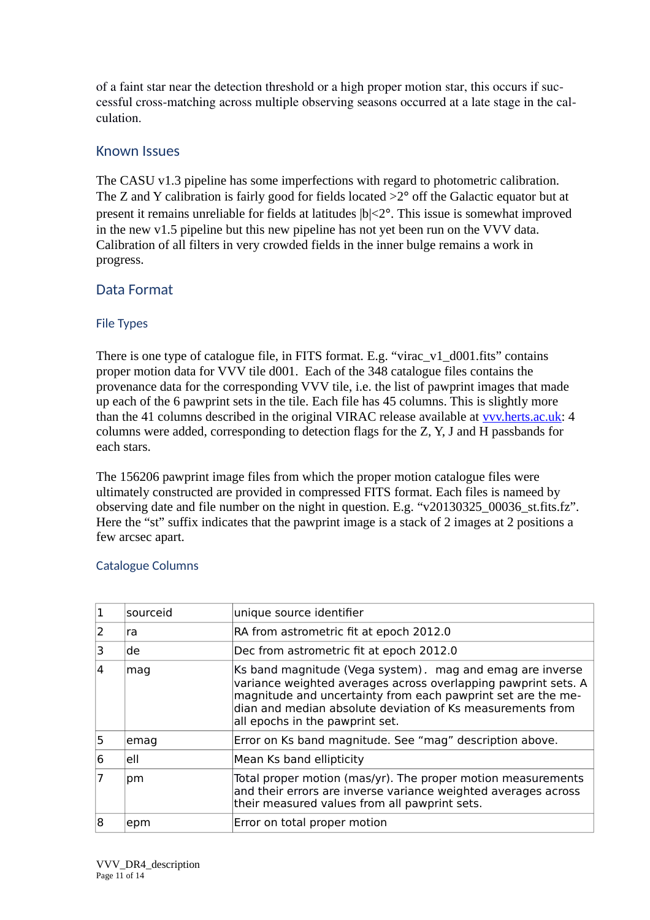of a faint star near the detection threshold or a high proper motion star, this occurs if successful cross-matching across multiple observing seasons occurred at a late stage in the calculation.

## Known Issues

The CASU v1.3 pipeline has some imperfections with regard to photometric calibration. The Z and Y calibration is fairly good for fields located >2° off the Galactic equator but at present it remains unreliable for fields at latitudes |b|<2°. This issue is somewhat improved in the new v1.5 pipeline but this new pipeline has not yet been run on the VVV data. Calibration of all filters in very crowded fields in the inner bulge remains a work in progress.

## Data Format

### File Types

There is one type of catalogue file, in FITS format. E.g. "virac_v1_d001.fits" contains proper motion data for VVV tile d001. Each of the 348 catalogue files contains the provenance data for the corresponding VVV tile, i.e. the list of pawprint images that made up each of the 6 pawprint sets in the tile. Each file has 45 columns. This is slightly more than the 41 columns described in the original VIRAC release available at [vvv.herts.ac.uk](vvv.herts.ac.uk): 4 columns were added, corresponding to detection flags for the Z, Y, J and H passbands for each stars.

The 156206 pawprint image files from which the proper motion catalogue files were ultimately constructed are provided in compressed FITS format. Each files is nameed by observing date and file number on the night in question. E.g. "v20130325_00036_st.fits.fz". Here the "st" suffix indicates that the pawprint image is a stack of 2 images at 2 positions a few arcsec apart.

### Catalogue Columns

| | | |
|---|---|---|
| 1 | sourceid | unique source identifier |
| 2 | ra | RA from astrometric fit at epoch 2012.0 |
| 3 | de | Dec from astrometric fit at epoch 2012.0 |
| 4 | mag | Ks band magnitude (Vega system). mag and emag are inverse variance weighted averages across overlapping pawprint sets. A magnitude and uncertainty from each pawprint set are the median and median absolute deviation of Ks measurements from all epochs in the pawprint set. |
| 5 | emag | Error on Ks band magnitude. See "mag" description above. |
| 6 | ell | Mean Ks band ellipticity |
| 7 | pm | Total proper motion (mas/yr). The proper motion measurements and their errors are inverse variance weighted averages across their measured values from all pawprint sets. |
| 8 | epm | Error on total proper motion |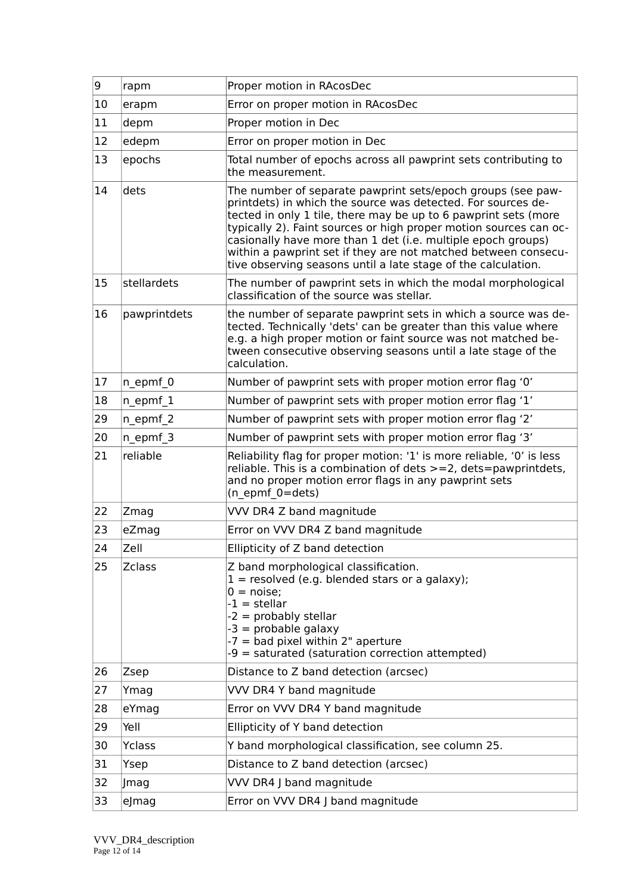| | | |
|---|---|---|
| 9 | rapm | Proper motion in RAcosDec |
| 10 | erapm | Error on proper motion in RAcosDec |
| 11 | depm | Proper motion in Dec |
| 12 | edepm | Error on proper motion in Dec |
| 13 | epochs | Total number of epochs across all pawprint sets contributing to the measurement. |
| 14 | dets | The number of separate pawprint sets/epoch groups (see pawprintdets) in which the source was detected. For sources detected in only 1 tile, there may be up to 6 pawprint sets (more typically 2). Faint sources or high proper motion sources can occasionally have more than 1 det (i.e. multiple epoch groups) within a pawprint set if they are not matched between consecutive observing seasons until a late stage of the calculation. |
| 15 | stellardets | The number of pawprint sets in which the modal morphological classification of the source was stellar. |
| 16 | pawprintdets | the number of separate pawprint sets in which a source was detected. Technically 'dets' can be greater than this value where e.g. a high proper motion or faint source was not matched between consecutive observing seasons until a late stage of the calculation. |
| 17 | n_epmf_0 | Number of pawprint sets with proper motion error flag '0' |
| 18 | n_epmf_1 | Number of pawprint sets with proper motion error flag '1' |
| 29 | n_epmf_2 | Number of pawprint sets with proper motion error flag '2' |
| 20 | n_epmf_3 | Number of pawprint sets with proper motion error flag '3' |
| 21 | reliable | Reliability flag for proper motion: '1' is more reliable, '0' is less reliable. This is a combination of dets >=2, dets=pawprintdets, and no proper motion error flags in any pawprint sets (n_epmf_0=dets) |
| 22 | Zmag | VVV DR4 Z band magnitude |
| 23 | eZmag | Error on VVV DR4 Z band magnitude |
| 24 | Zell | Ellipticity of Z band detection |
| 25 | Zclass | Z band morphological classification.<br>1 = resolved (e.g. blended stars or a galaxy);<br>0 = noise;<br>-1 = stellar<br>-2 = probably stellar<br>-3 = probable galaxy<br>-7 = bad pixel within 2" aperture<br>-9 = saturated (saturation correction attempted) |
| 26 | Zsep | Distance to Z band detection (arcsec) |
| 27 | Ymag | VVV DR4 Y band magnitude |
| 28 | eYmag | Error on VVV DR4 Y band magnitude |
| 29 | Yell | Ellipticity of Y band detection |
| 30 | Yclass | Y band morphological classification, see column 25. |
| 31 | Ysep | Distance to Z band detection (arcsec) |
| 32 | Jmag | VVV DR4 J band magnitude |
| 33 | eJmag | Error on VVV DR4 J band magnitude |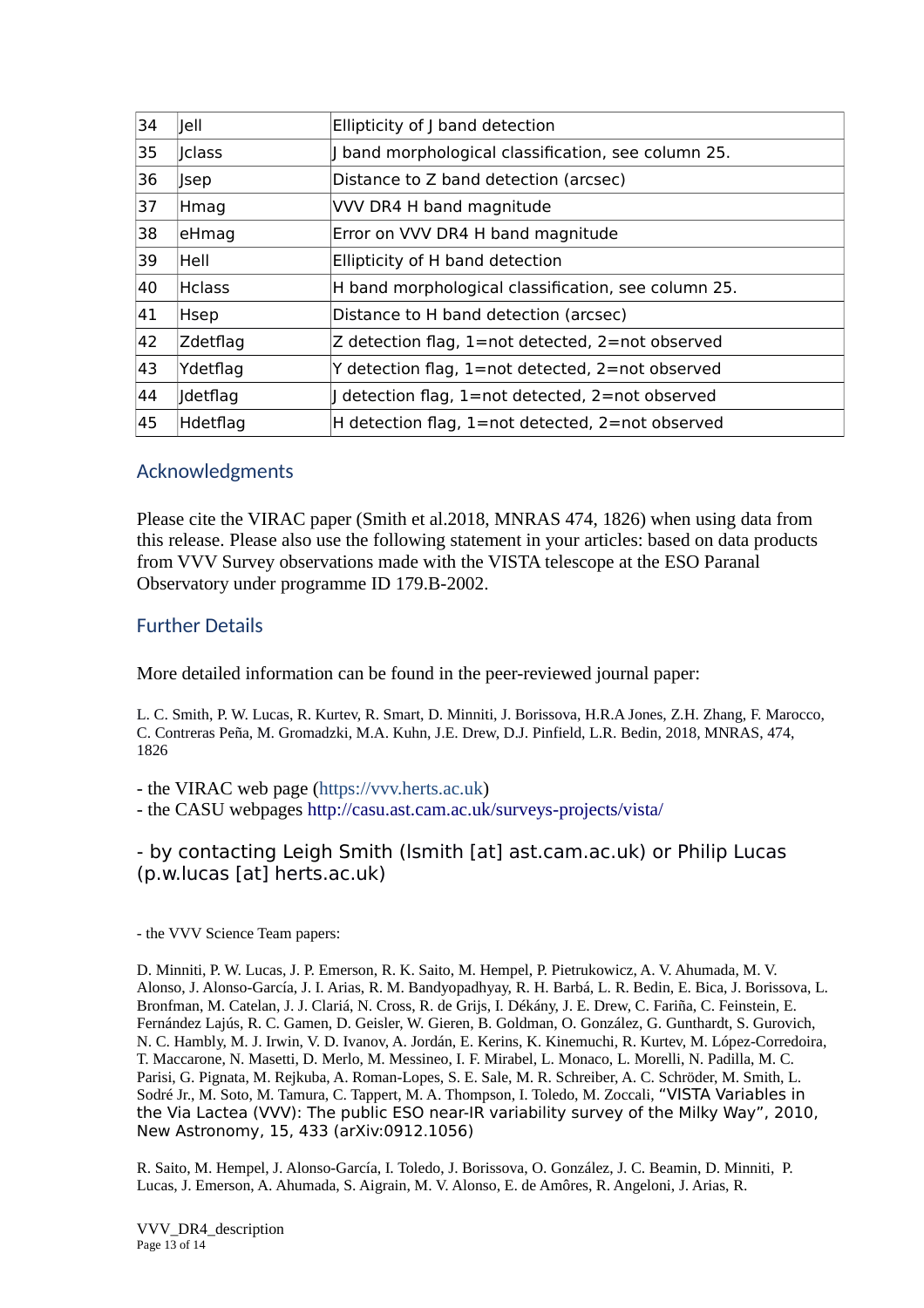| 34 | Jell | Ellipticity of J band detection |
|---|---|---|
| 35 | Jclass | J band morphological classification, see column 25. |
| 36 | Jsep | Distance to Z band detection (arcsec) |
| 37 | Hmag | VVV DR4 H band magnitude |
| 38 | eHmag | Error on VVV DR4 H band magnitude |
| 39 | Hell | Ellipticity of H band detection |
| 40 | Hclass | H band morphological classification, see column 25. |
| 41 | Hsep | Distance to H band detection (arcsec) |
| 42 | Zdetflag | Z detection flag, 1=not detected, 2=not observed |
| 43 | Ydetflag | Y detection flag, 1=not detected, 2=not observed |
| 44 | Jdetflag | J detection flag, 1=not detected, 2=not observed |
| 45 | Hdetflag | H detection flag, 1=not detected, 2=not observed |

## Acknowledgments

Please cite the VIRAC paper (Smith et al.2018, MNRAS 474, 1826) when using data from this release. Please also use the following statement in your articles: based on data products from VVV Survey observations made with the VISTA telescope at the ESO Paranal Observatory under programme ID 179.B-2002.

## Further Details

More detailed information can be found in the peer-reviewed journal paper:

L. C. Smith, P. W. Lucas, R. Kurtev, R. Smart, D. Minniti, J. Borissova, H.R.A Jones, Z.H. Zhang, F. Marocco, C. Contreras Peña, M. Gromadzki, M.A. Kuhn, J.E. Drew, D.J. Pinfield, L.R. Bedin, 2018, MNRAS, 474, 1826

- the VIRAC web page (https://vvv.herts.ac.uk)
- the CASU webpages http://casu.ast.cam.ac.uk/surveys-projects/vista/

- by contacting Leigh Smith (lsmith [at] ast.cam.ac.uk) or Philip Lucas (p.w.lucas [at] herts.ac.uk)

- the VVV Science Team papers:

D. Minniti, P. W. Lucas, J. P. Emerson, R. K. Saito, M. Hempel, P. Pietrukowicz, A. V. Ahumada, M. V. Alonso, J. Alonso-García, J. I. Arias, R. M. Bandyopadhyay, R. H. Barbá, L. R. Bedin, E. Bica, J. Borissova, L. Bronfman, M. Catelan, J. J. Clariá, N. Cross, R. de Grijs, I. Dékány, J. E. Drew, C. Fariña, C. Feinstein, E. Fernández Lajús, R. C. Gamen, D. Geisler, W. Gieren, B. Goldman, O. González, G. Gunthardt, S. Gurovich, N. C. Hambly, M. J. Irwin, V. D. Ivanov, A. Jordán, E. Kerins, K. Kinemuchi, R. Kurtev, M. López-Corredoira, T. Maccarone, N. Masetti, D. Merlo, M. Messineo, I. F. Mirabel, L. Monaco, L. Morelli, N. Padilla, M. C. Parisi, G. Pignata, M. Rejkuba, A. Roman-Lopes, S. E. Sale, M. R. Schreiber, A. C. Schröder, M. Smith, L. Sodré Jr., M. Soto, M. Tamura, C. Tappert, M. A. Thompson, I. Toledo, M. Zoccali, "VISTA Variables in the Via Lactea (VVV): The public ESO near-IR variability survey of the Milky Way", 2010, New Astronomy, 15, 433 (arXiv:0912.1056)

R. Saito, M. Hempel, J. Alonso-García, I. Toledo, J. Borissova, O. González, J. C. Beamin, D. Minniti, P. Lucas, J. Emerson, A. Ahumada, S. Aigrain, M. V. Alonso, E. de Amôres, R. Angeloni, J. Arias, R.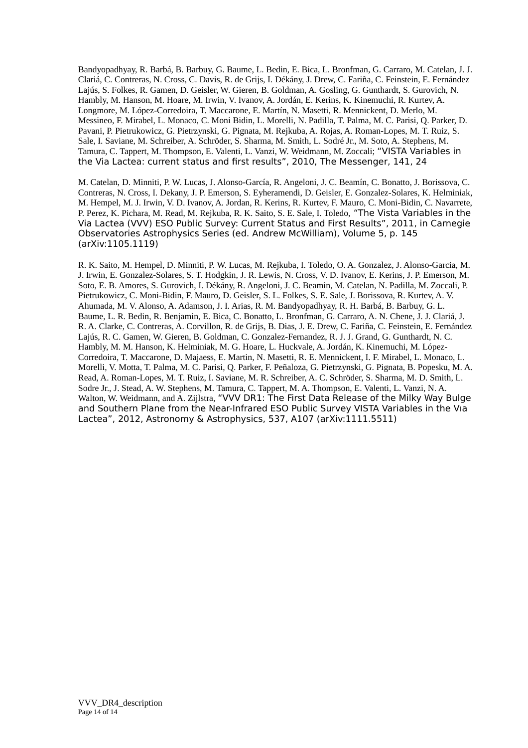Bandyopadhyay, R. Barbá, B. Barbuy, G. Baume, L. Bedin, E. Bica, L. Bronfman, G. Carraro, M. Catelan, J. J. Clariá, C. Contreras, N. Cross, C. Davis, R. de Grijs, I. Dékány, J. Drew, C. Fariña, C. Feinstein, E. Fernández Lajús, S. Folkes, R. Gamen, D. Geisler, W. Gieren, B. Goldman, A. Gosling, G. Gunthardt, S. Gurovich, N. Hambly, M. Hanson, M. Hoare, M. Irwin, V. Ivanov, A. Jordán, E. Kerins, K. Kinemuchi, R. Kurtev, A. Longmore, M. López-Corredoira, T. Maccarone, E. Martín, N. Masetti, R. Mennickent, D. Merlo, M. Messineo, F. Mirabel, L. Monaco, C. Moni Bidin, L. Morelli, N. Padilla, T. Palma, M. C. Parisi, Q. Parker, D. Pavani, P. Pietrukowicz, G. Pietrzynski, G. Pignata, M. Rejkuba, A. Rojas, A. Roman-Lopes, M. T. Ruiz, S. Sale, I. Saviane, M. Schreiber, A. Schröder, S. Sharma, M. Smith, L. Sodré Jr., M. Soto, A. Stephens, M. Tamura, C. Tappert, M. Thompson, E. Valenti, L. Vanzi, W. Weidmann, M. Zoccali; "VISTA Variables in the Via Lactea: current status and first results", 2010, The Messenger, 141, 24

M. Catelan, D. Minniti, P. W. Lucas, J. Alonso-García, R. Angeloni, J. C. Beamín, C. Bonatto, J. Borissova, C. Contreras, N. Cross, I. Dekany, J. P. Emerson, S. Eyheramendi, D. Geisler, E. Gonzalez-Solares, K. Helminiak, M. Hempel, M. J. Irwin, V. D. Ivanov, A. Jordan, R. Kerins, R. Kurtev, F. Mauro, C. Moni-Bidin, C. Navarrete, P. Perez, K. Pichara, M. Read, M. Rejkuba, R. K. Saito, S. E. Sale, I. Toledo, "The Vista Variables in the Via Lactea (VVV) ESO Public Survey: Current Status and First Results", 2011, in Carnegie Observatories Astrophysics Series (ed. Andrew McWilliam), Volume 5, p. 145 (arXiv:1105.1119)

R. K. Saito, M. Hempel, D. Minniti, P. W. Lucas, M. Rejkuba, I. Toledo, O. A. Gonzalez, J. Alonso-Garcia, M. J. Irwin, E. Gonzalez-Solares, S. T. Hodgkin, J. R. Lewis, N. Cross, V. D. Ivanov, E. Kerins, J. P. Emerson, M. Soto, E. B. Amores, S. Gurovich, I. Dékány, R. Angeloni, J. C. Beamin, M. Catelan, N. Padilla, M. Zoccali, P. Pietrukowicz, C. Moni-Bidin, F. Mauro, D. Geisler, S. L. Folkes, S. E. Sale, J. Borissova, R. Kurtev, A. V. Ahumada, M. V. Alonso, A. Adamson, J. I. Arias, R. M. Bandyopadhyay, R. H. Barbá, B. Barbuy, G. L. Baume, L. R. Bedin, R. Benjamin, E. Bica, C. Bonatto, L. Bronfman, G. Carraro, A. N. Chene, J. J. Clariá, J. R. A. Clarke, C. Contreras, A. Corvillon, R. de Grijs, B. Dias, J. E. Drew, C. Fariña, C. Feinstein, E. Fernández Lajús, R. C. Gamen, W. Gieren, B. Goldman, C. Gonzalez-Fernandez, R. J. J. Grand, G. Gunthardt, N. C. Hambly, M. M. Hanson, K. Helminiak, M. G. Hoare, L. Huckvale, A. Jordán, K. Kinemuchi, M. López-Corredoira, T. Maccarone, D. Majaess, E. Martin, N. Masetti, R. E. Mennickent, I. F. Mirabel, L. Monaco, L. Morelli, V. Motta, T. Palma, M. C. Parisi, Q. Parker, F. Peñaloza, G. Pietrzynski, G. Pignata, B. Popesku, M. A. Read, A. Roman-Lopes, M. T. Ruiz, I. Saviane, M. R. Schreiber, A. C. Schröder, S. Sharma, M. D. Smith, L. Sodre Jr., J. Stead, A. W. Stephens, M. Tamura, C. Tappert, M. A. Thompson, E. Valenti, L. Vanzi, N. A. Walton, W. Weidmann, and A. Zijlstra, "VVV DR1: The First Data Release of the Milky Way Bulge and Southern Plane from the Near-Infrared ESO Public Survey VISTA Variables in the Vıa Lactea", 2012, Astronomy & Astrophysics, 537, A107 (arXiv:1111.5511)